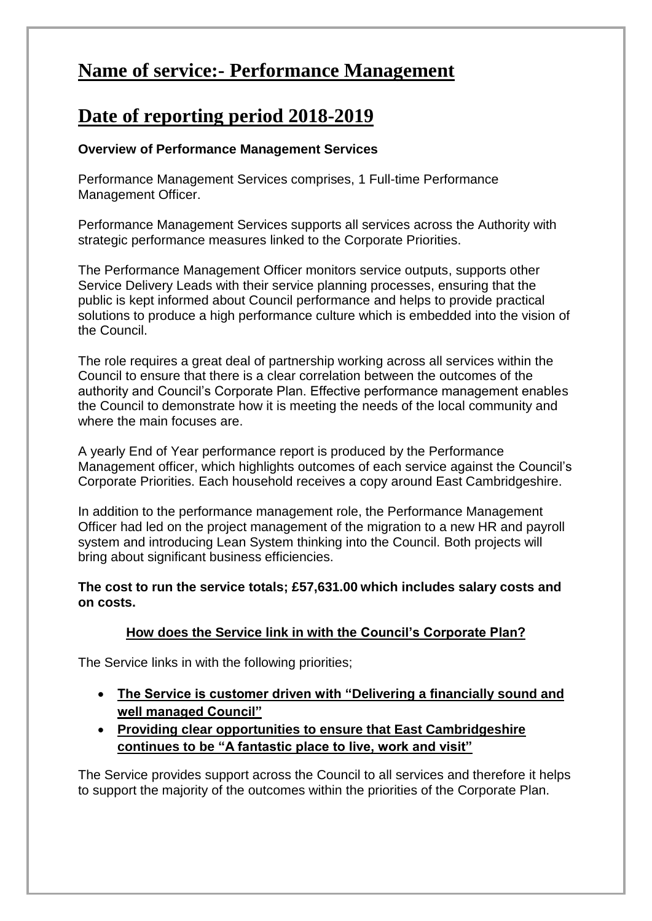# Name of service:- Performance Management

# Date of reporting period 2018-2019

**Overview of Performance Management Services**

Performance Management Services comprises, 1 Full-time Performance Management Officer.

Performance Management Services supports all services across the Authority with strategic performance measures linked to the Corporate Priorities.

The Performance Management Officer monitors service outputs, supports other Service Delivery Leads with their service planning processes, ensuring that the public is kept informed about Council performance and helps to provide practical solutions to produce a high performance culture which is embedded into the vision of the Council.

The role requires a great deal of partnership working across all services within the Council to ensure that there is a clear correlation between the outcomes of the authority and Council's Corporate Plan. Effective performance management enables the Council to demonstrate how it is meeting the needs of the local community and where the main focuses are.

A yearly End of Year performance report is produced by the Performance Management officer, which highlights outcomes of each service against the Council's Corporate Priorities. Each household receives a copy around East Cambridgeshire.

In addition to the performance management role, the Performance Management Officer had led on the project management of the migration to a new HR and payroll system and introducing Lean System thinking into the Council. Both projects will bring about significant business efficiencies.

**The cost to run the service totals; £57,631.00 which includes salary costs and on costs.**

**How does the Service link in with the Council's Corporate Plan?**

The Service links in with the following priorities;

- **The Service is customer driven with "Delivering a financially sound and well managed Council"**
- **Providing clear opportunities to ensure that East Cambridgeshire continues to be "A fantastic place to live, work and visit"**

The Service provides support across the Council to all services and therefore it helps to support the majority of the outcomes within the priorities of the Corporate Plan.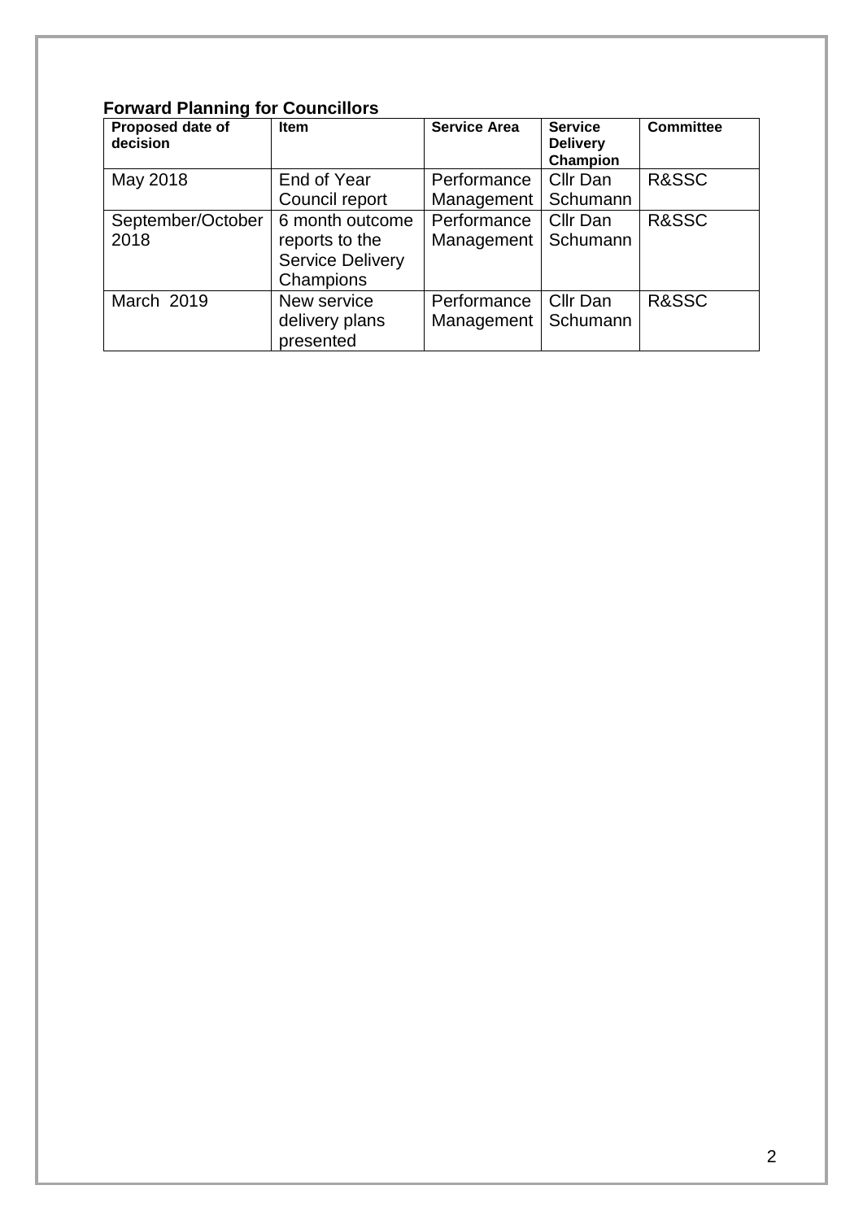## Forward Planning for Councillors

| Proposed date of decision | Item | Service Area | Service Delivery Champion | Committee |
|---|---|---|---|---|
| May 2018 | End of Year Council report | Performance Management | Cllr Dan Schumann | R&SSC |
| September/October 2018 | 6 month outcome reports to the Service Delivery Champions | Performance Management | Cllr Dan Schumann | R&SSC |
| March 2019 | New service delivery plans presented | Performance Management | Cllr Dan Schumann | R&SSC |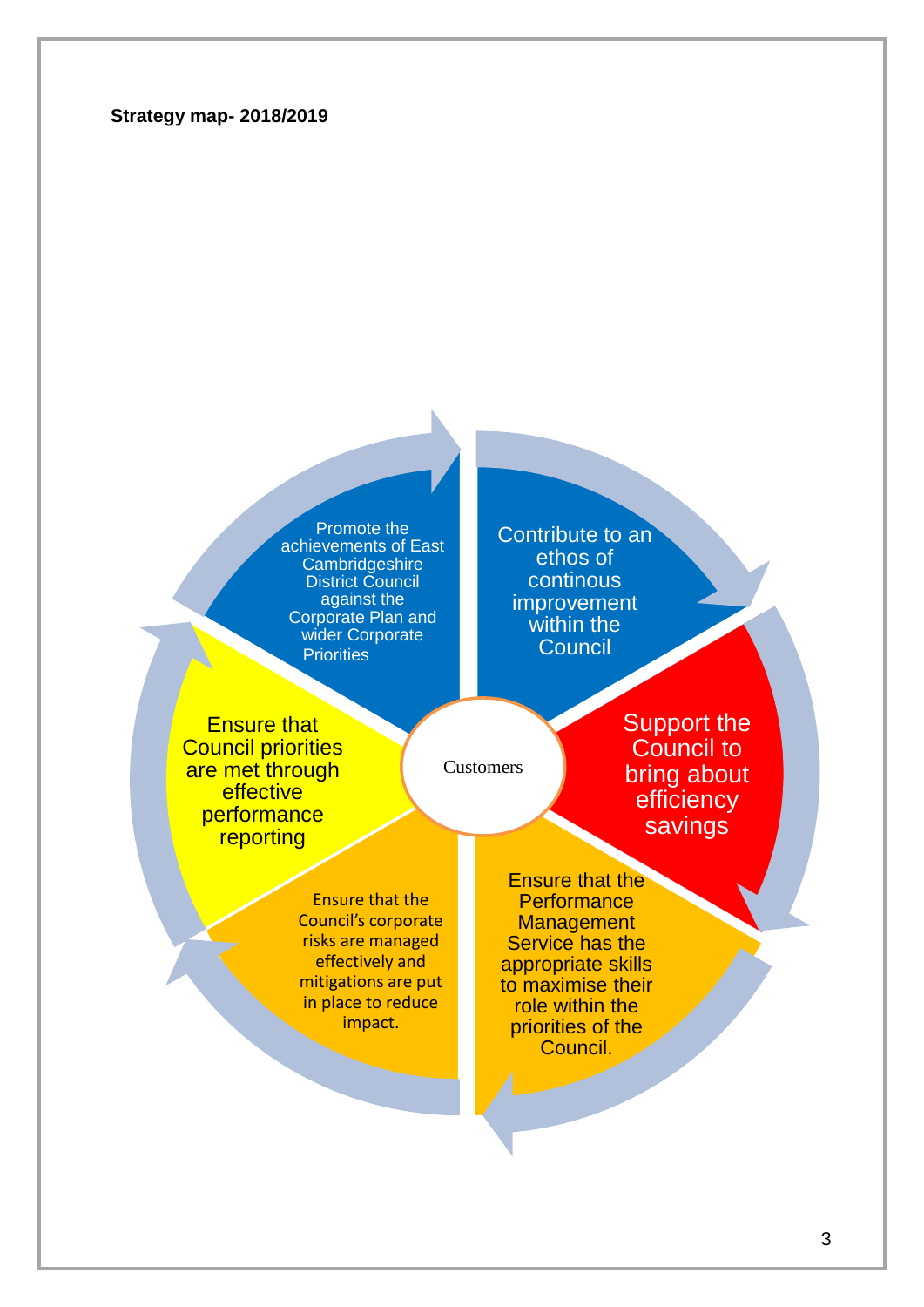**Strategy map- 2018/2019**

Customers

- Promote the achievements of East Cambridgeshire District Council against the Corporate Plan and wider Corporate Priorities
- Contribute to an ethos of continous improvement within the Council
- Support the Council to bring about efficiency savings
- Ensure that the Performance Management Service has the appropriate skills to maximise their role within the priorities of the Council.
- Ensure that the Council's corporate risks are managed effectively and mitigations are put in place to reduce impact.
- Ensure that Council priorities are met through effective performance reporting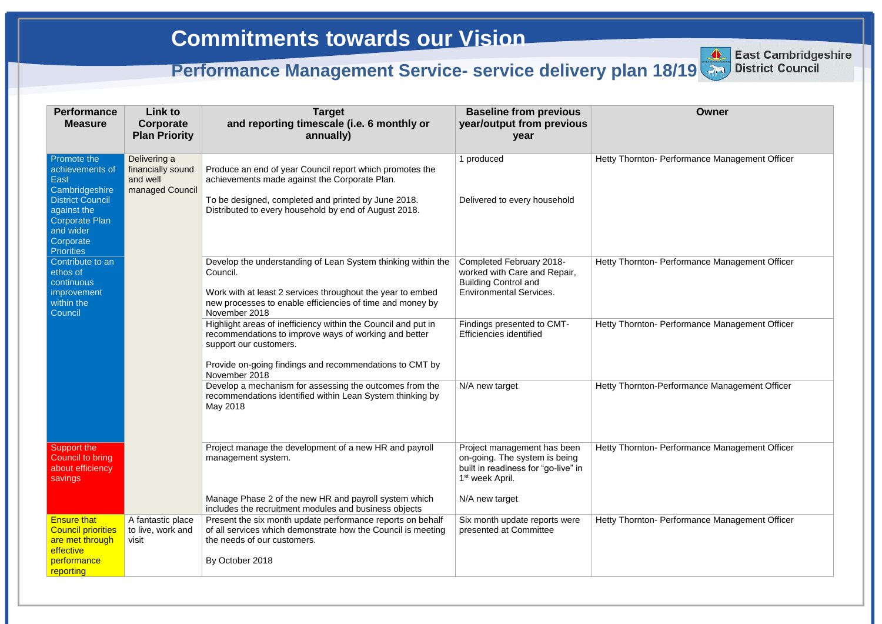# Commitments towards our Vision

## Performance Management Service- service delivery plan 18/19

East Cambridgeshire District Council

| Performance Measure | Link to Corporate Plan Priority | Target and reporting timescale (i.e. 6 monthly or annually) | Baseline from previous year/output from previous year | Owner |
|---|---|---|---|---|
| Promote the achievements of East Cambridgeshire District Council against the Corporate Plan and wider Corporate Priorities | Delivering a financially sound and well managed Council | Produce an end of year Council report which promotes the achievements made against the Corporate Plan.<br><br>To be designed, completed and printed by June 2018. Distributed to every household by end of August 2018. | 1 produced<br><br>Delivered to every household | Hetty Thornton- Performance Management Officer |
| Contribute to an ethos of continuous improvement within the Council | | Develop the understanding of Lean System thinking within the Council.<br><br>Work with at least 2 services throughout the year to embed new processes to enable efficiencies of time and money by November 2018 | Completed February 2018- worked with Care and Repair, Building Control and Environmental Services. | Hetty Thornton- Performance Management Officer |
| | | Highlight areas of inefficiency within the Council and put in recommendations to improve ways of working and better support our customers.<br><br>Provide on-going findings and recommendations to CMT by November 2018 | Findings presented to CMT- Efficiencies identified | Hetty Thornton- Performance Management Officer |
| | | Develop a mechanism for assessing the outcomes from the recommendations identified within Lean System thinking by May 2018 | N/A new target | Hetty Thornton-Performance Management Officer |
| Support the Council to bring about efficiency savings | | Project manage the development of a new HR and payroll management system.<br><br>Manage Phase 2 of the new HR and payroll system which includes the recruitment modules and business objects | Project management has been on-going. The system is being built in readiness for "go-live" in 1st week April.<br><br>N/A new target | Hetty Thornton- Performance Management Officer |
| Ensure that Council priorities are met through effective performance reporting | A fantastic place to live, work and visit | Present the six month update performance reports on behalf of all services which demonstrate how the Council is meeting the needs of our customers.<br><br>By October 2018 | Six month update reports were presented at Committee | Hetty Thornton- Performance Management Officer |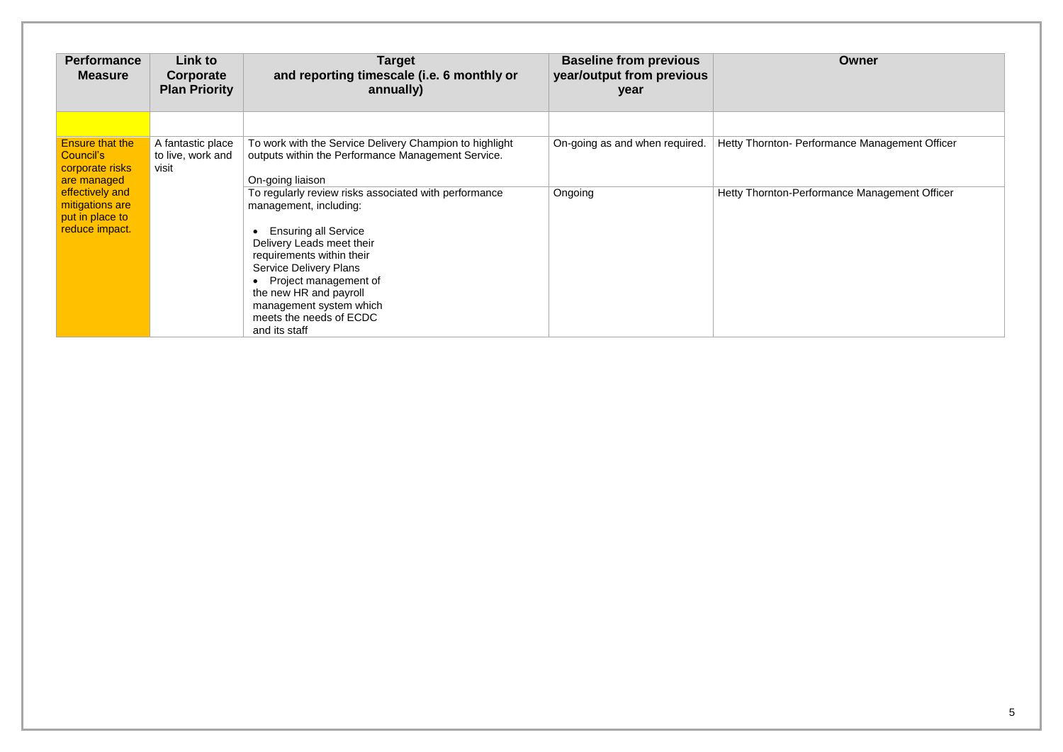| Performance Measure | Link to Corporate Plan Priority | Target and reporting timescale (i.e. 6 monthly or annually) | Baseline from previous year/output from previous year | Owner |
|---|---|---|---|---|
| | | | | |
| Ensure that the Council's corporate risks are managed effectively and mitigations are put in place to reduce impact. | A fantastic place to live, work and visit | To work with the Service Delivery Champion to highlight outputs within the Performance Management Service.<br><br>On-going liaison | On-going as and when required. | Hetty Thornton- Performance Management Officer |
| | | To regularly review risks associated with performance management, including:<br><br>• Ensuring all Service Delivery Leads meet their requirements within their Service Delivery Plans<br>• Project management of the new HR and payroll management system which meets the needs of ECDC and its staff | Ongoing | Hetty Thornton-Performance Management Officer |